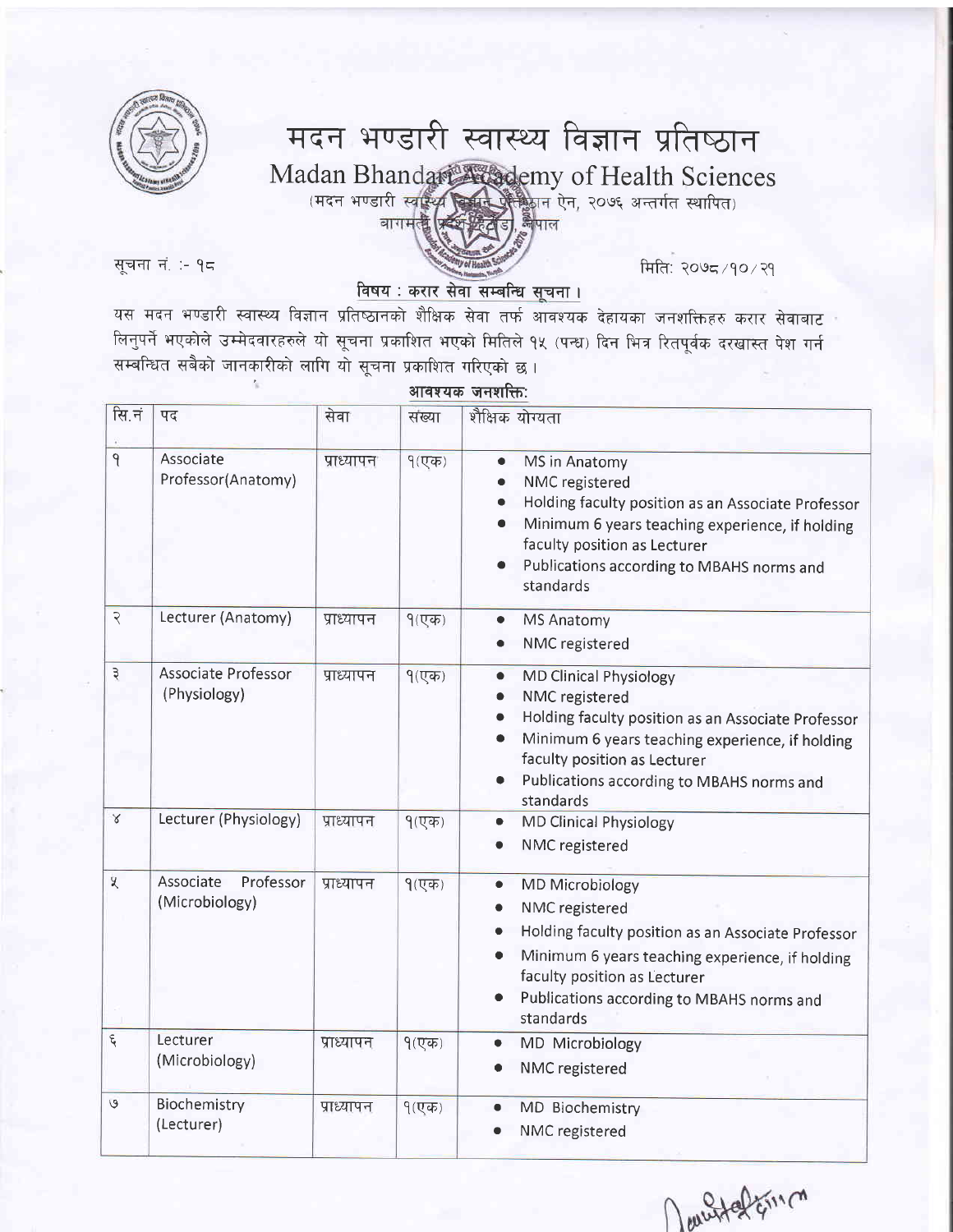# मदन भण्डारी स्वास्थ्य विज्ञान प्रतिष्ठान

## Madan Bhandari Academy of Health Sciences

(मदन भण्डारी स्वास्थ्य विज्ञान प्रतिष्ठान ऐन, २०७६ अन्तर्गत स्थापित)

बागमती प्रदेश, हेटौडा, नेपाल

सूचना नं :- १८

मिति: २०७८/१०/२१

### विषय : करार सेवा सम्बन्धि सूचना ।

यस मदन भण्डारी स्वास्थ्य विज्ञान प्रतिष्ठानको शैक्षिक सेवा तर्फ आवश्यक देहायका जनशक्तिहरु करार सेवाबाट लिनुपर्ने भएकोले उम्मेदवारहरुले यो सूचना प्रकाशित भएको मितिले १५ (पन्ध्र) दिन भित्र रितपूर्वक दरखास्त पेश गर्न सम्बन्धित सबैको जानकारीको लागि यो सूचना प्रकाशित गरिएको छ ।

**आवश्यक जनशक्ति:**

| सि.नं | पद | सेवा | संख्या | शैक्षिक योग्यता |
|---|---|---|---|---|
| १ | Associate Professor(Anatomy) | प्राध्यापन | १(एक) | • MS in Anatomy<br>• NMC registered<br>• Holding faculty position as an Associate Professor<br>• Minimum 6 years teaching experience, if holding faculty position as Lecturer<br>• Publications according to MBAHS norms and standards |
| २ | Lecturer (Anatomy) | प्राध्यापन | १(एक) | • MS Anatomy<br>• NMC registered |
| ३ | Associate Professor (Physiology) | प्राध्यापन | १(एक) | • MD Clinical Physiology<br>• NMC registered<br>• Holding faculty position as an Associate Professor<br>• Minimum 6 years teaching experience, if holding faculty position as Lecturer<br>• Publications according to MBAHS norms and standards |
| ४ | Lecturer (Physiology) | प्राध्यापन | १(एक) | • MD Clinical Physiology<br>• NMC registered |
| ५ | Associate Professor (Microbiology) | प्राध्यापन | १(एक) | • MD Microbiology<br>• NMC registered<br>• Holding faculty position as an Associate Professor<br>• Minimum 6 years teaching experience, if holding faculty position as Lecturer<br>• Publications according to MBAHS norms and standards |
| ६ | Lecturer (Microbiology) | प्राध्यापन | १(एक) | • MD Microbiology<br>• NMC registered |
| ७ | Biochemistry (Lecturer) | प्राध्यापन | १(एक) | • MD Biochemistry<br>• NMC registered |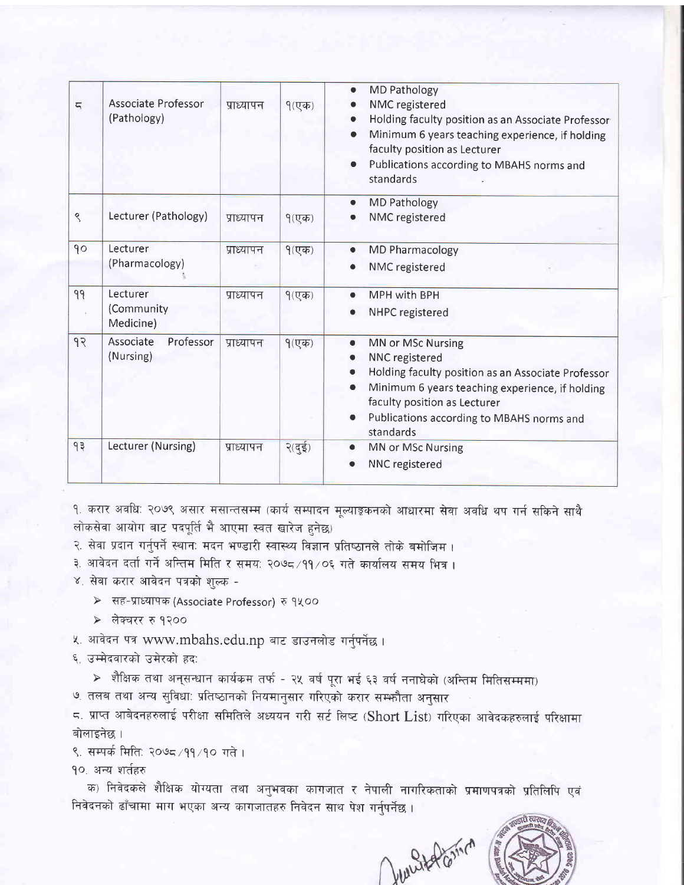| | | | | |
|---|---|---|---|---|
| ८ | Associate Professor (Pathology) | प्राध्यापन | १(एक) | • MD Pathology<br>• NMC registered<br>• Holding faculty position as an Associate Professor<br>• Minimum 6 years teaching experience, if holding faculty position as Lecturer<br>• Publications according to MBAHS norms and standards |
| ९ | Lecturer (Pathology) | प्राध्यापन | १(एक) | • MD Pathology<br>• NMC registered |
| १० | Lecturer (Pharmacology) | प्राध्यापन | १(एक) | • MD Pharmacology<br>• NMC registered |
| ११ | Lecturer (Community Medicine) | प्राध्यापन | १(एक) | • MPH with BPH<br>• NHPC registered |
| १२ | Associate Professor (Nursing) | प्राध्यापन | १(एक) | • MN or MSc Nursing<br>• NNC registered<br>• Holding faculty position as an Associate Professor<br>• Minimum 6 years teaching experience, if holding faculty position as Lecturer<br>• Publications according to MBAHS norms and standards |
| १३ | Lecturer (Nursing) | प्राध्यापन | २(दुई) | • MN or MSc Nursing<br>• NNC registered |

१. करार अवधि: २०७९ असार मसान्तसम्म (कार्य सम्पादन मूल्याङ्कनको आधारमा सेवा अवधि थप गर्न सकिने साथै लोकसेवा आयोग बाट पदपूर्ति भै आएमा स्वत खारेज हुनेछ)

२. सेवा प्रदान गर्नुपर्ने स्थान: मदन भण्डारी स्वास्थ्य विज्ञान प्रतिष्ठानले तोके बमोजिम ।

३. आवेदन दर्ता गर्ने अन्तिम मिति र समय: २०७८/११/०६ गते कार्यालय समय भित्र ।

४. सेवा करार आवेदन पत्रको शुल्क -

- सह-प्राध्यापक (Associate Professor) रु १५००
- लेक्चरर रु १२००

५. आवेदन पत्र www.mbahs.edu.np बाट डाउनलोड गर्नुपर्नेछ ।

६. उम्मेदवारको उमेरको हद:

- शैक्षिक तथा अनुसन्धान कार्यक्रम तर्फ - २५ वर्ष पूरा भई ६३ वर्ष ननाघेको (अन्तिम मितिसम्ममा)

७. तलब तथा अन्य सुविधा: प्रतिष्ठानको नियमानुसार गरिएको करार सम्झौता अनुसार

८. प्राप्त आबेदनहरुलाई परीक्षा समितिले अध्ययन गरी सर्ट लिष्ट (Short List) गरिएका आवेदकहरुलाई परिक्षामा बोलाइनेछ ।

९. सम्पर्क मिति: २०७८/११/१० गते ।

१०. अन्य शर्तहरु

क) निवेदकले शैक्षिक योग्यता तथा अनुभवका कागजात र नेपाली नागरिकताको प्रमाणपत्रको प्रतिलिपि एवं निवेदनको ढाँचामा माग भएका अन्य कागजातहरु निवेदन साथ पेश गर्नुपर्नेछ ।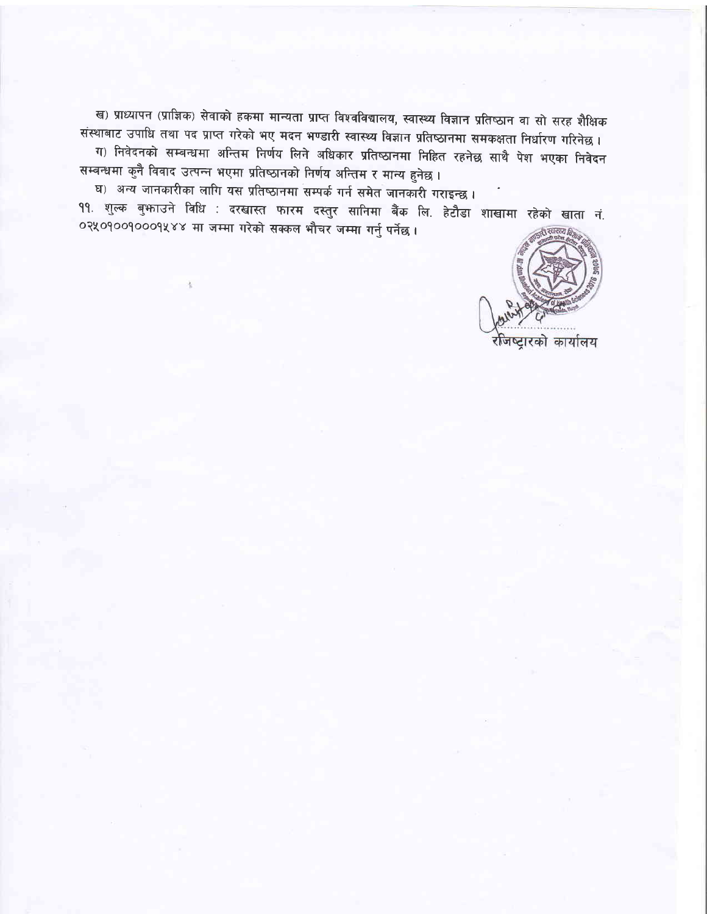ख) प्राध्यापन (प्राज्ञिक) सेवाको हकमा मान्यता प्राप्त विश्वविद्यालय, स्वास्थ्य विज्ञान प्रतिष्ठान वा सो सरह शैक्षिक संस्थाबाट उपाधि तथा पद प्राप्त गरेको भए मदन भण्डारी स्वास्थ्य विज्ञान प्रतिष्ठानमा समकक्षता निर्धारण गरिनेछ ।

ग) निवेदनको सम्बन्धमा अन्तिम निर्णय लिने अधिकार प्रतिष्ठानमा निहित रहनेछ साथै पेश भएका निवेदन सम्बन्धमा कुनै विवाद उत्पन्न भएमा प्रतिष्ठानको निर्णय अन्तिम र मान्य हुनेछ ।

घ) अन्य जानकारीका लागि यस प्रतिष्ठानमा सम्पर्क गर्न समेत जानकारी गराइन्छ ।

११. शुल्क बुझाउने विधि : दरखास्त फारम दस्तुर सानिमा बैंक लि. हेटौडा शाखामा रहेको खाता नं. ०२५०१००१०००१५४४ मा जम्मा गरेको सक्कल भौचर जम्मा गर्नु पर्नेछ ।

रजिष्ट्रारको कार्यालय